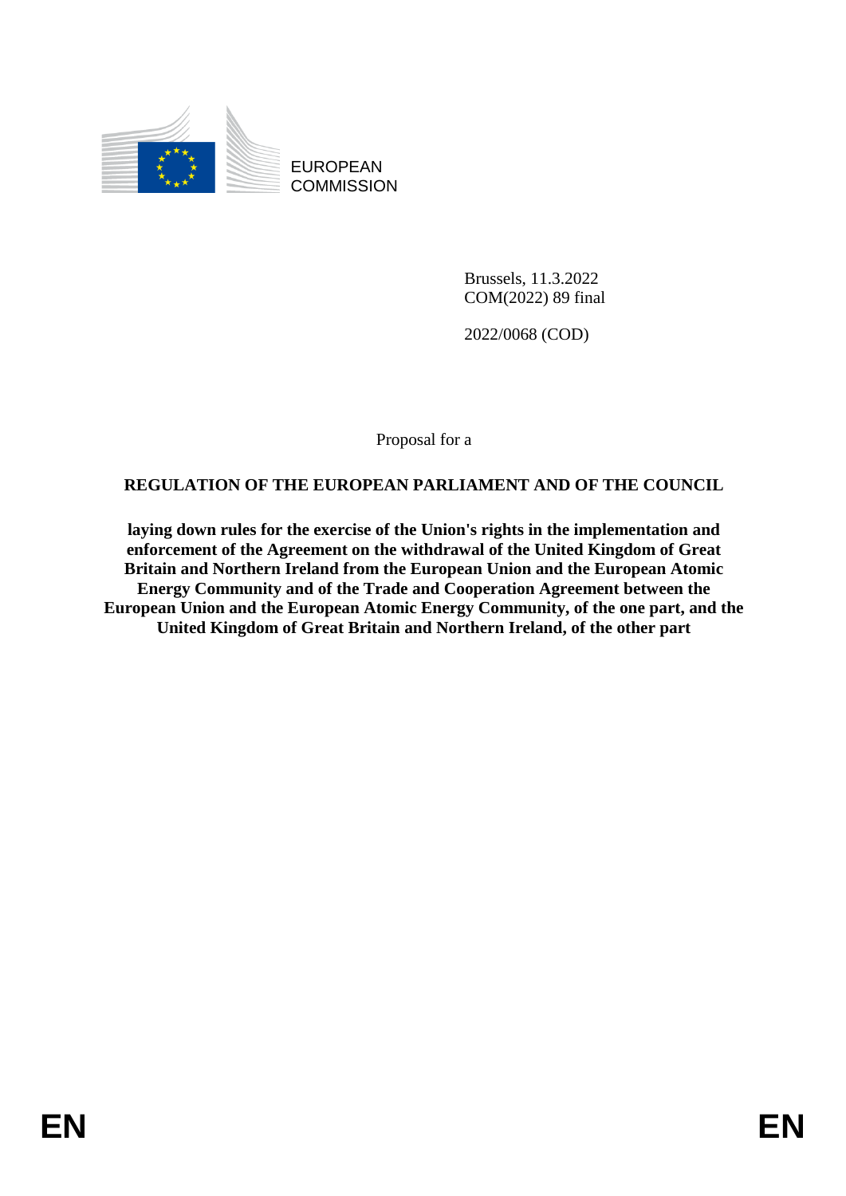EUROPEAN COMMISSION

Brussels, 11.3.2022
COM(2022) 89 final

2022/0068 (COD)

Proposal for a

# REGULATION OF THE EUROPEAN PARLIAMENT AND OF THE COUNCIL

**laying down rules for the exercise of the Union's rights in the implementation and enforcement of the Agreement on the withdrawal of the United Kingdom of Great Britain and Northern Ireland from the European Union and the European Atomic Energy Community and of the Trade and Cooperation Agreement between the European Union and the European Atomic Energy Community, of the one part, and the United Kingdom of Great Britain and Northern Ireland, of the other part**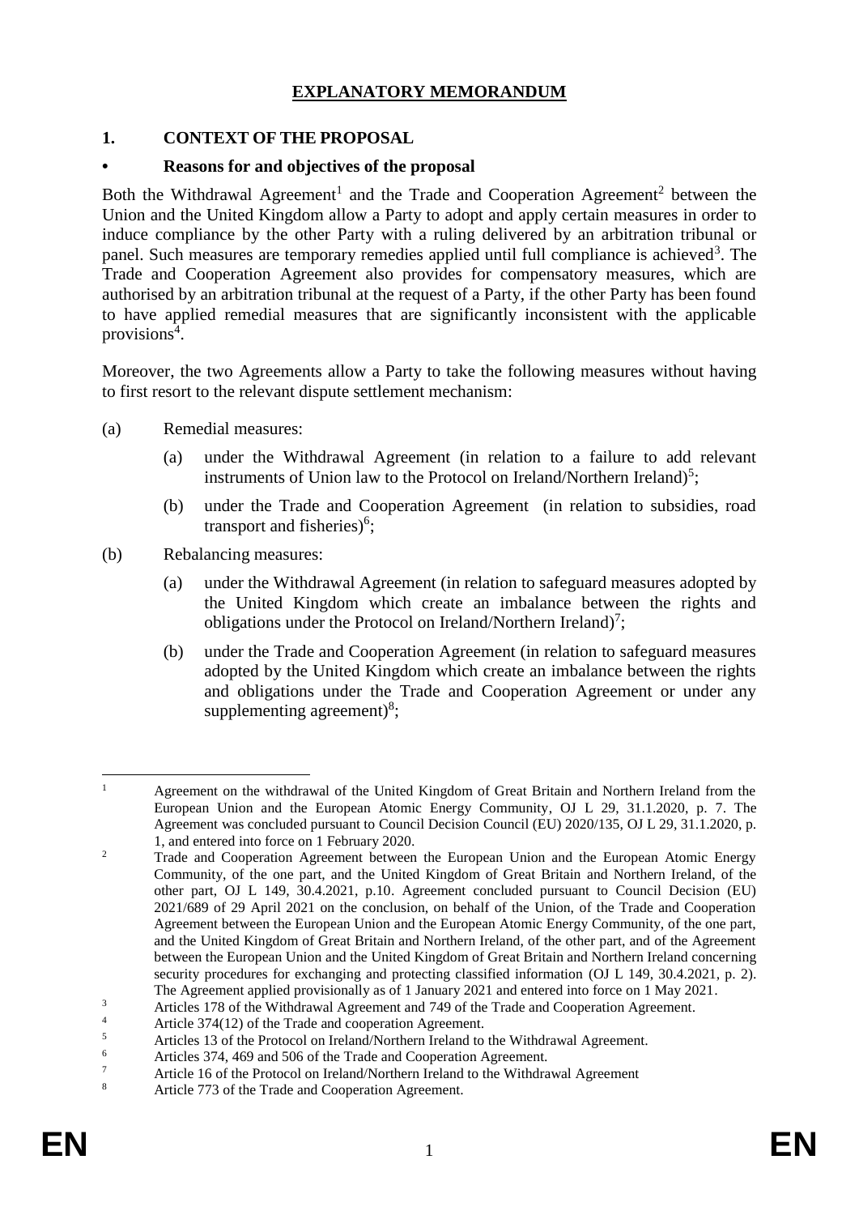# EXPLANATORY MEMORANDUM

## 1. CONTEXT OF THE PROPOSAL

### • Reasons for and objectives of the proposal

Both the Withdrawal Agreement[1] and the Trade and Cooperation Agreement[2] between the Union and the United Kingdom allow a Party to adopt and apply certain measures in order to induce compliance by the other Party with a ruling delivered by an arbitration tribunal or panel. Such measures are temporary remedies applied until full compliance is achieved[3]. The Trade and Cooperation Agreement also provides for compensatory measures, which are authorised by an arbitration tribunal at the request of a Party, if the other Party has been found to have applied remedial measures that are significantly inconsistent with the applicable provisions[4].

Moreover, the two Agreements allow a Party to take the following measures without having to first resort to the relevant dispute settlement mechanism:

(a) Remedial measures:

   (a) under the Withdrawal Agreement (in relation to a failure to add relevant instruments of Union law to the Protocol on Ireland/Northern Ireland)[5];

   (b) under the Trade and Cooperation Agreement (in relation to subsidies, road transport and fisheries)[6];

(b) Rebalancing measures:

   (a) under the Withdrawal Agreement (in relation to safeguard measures adopted by the United Kingdom which create an imbalance between the rights and obligations under the Protocol on Ireland/Northern Ireland)[7];

   (b) under the Trade and Cooperation Agreement (in relation to safeguard measures adopted by the United Kingdom which create an imbalance between the rights and obligations under the Trade and Cooperation Agreement or under any supplementing agreement)[8];

---

[1] Agreement on the withdrawal of the United Kingdom of Great Britain and Northern Ireland from the European Union and the European Atomic Energy Community, OJ L 29, 31.1.2020, p. 7. The Agreement was concluded pursuant to Council Decision Council (EU) 2020/135, OJ L 29, 31.1.2020, p. 1, and entered into force on 1 February 2020.

[2] Trade and Cooperation Agreement between the European Union and the European Atomic Energy Community, of the one part, and the United Kingdom of Great Britain and Northern Ireland, of the other part, OJ L 149, 30.4.2021, p.10. Agreement concluded pursuant to Council Decision (EU) 2021/689 of 29 April 2021 on the conclusion, on behalf of the Union, of the Trade and Cooperation Agreement between the European Union and the European Atomic Energy Community, of the one part, and the United Kingdom of Great Britain and Northern Ireland, of the other part, and of the Agreement between the European Union and the United Kingdom of Great Britain and Northern Ireland concerning security procedures for exchanging and protecting classified information (OJ L 149, 30.4.2021, p. 2). The Agreement applied provisionally as of 1 January 2021 and entered into force on 1 May 2021.

[3] Articles 178 of the Withdrawal Agreement and 749 of the Trade and Cooperation Agreement.

[4] Article 374(12) of the Trade and cooperation Agreement.

[5] Articles 13 of the Protocol on Ireland/Northern Ireland to the Withdrawal Agreement.

[6] Articles 374, 469 and 506 of the Trade and Cooperation Agreement.

[7] Article 16 of the Protocol on Ireland/Northern Ireland to the Withdrawal Agreement

[8] Article 773 of the Trade and Cooperation Agreement.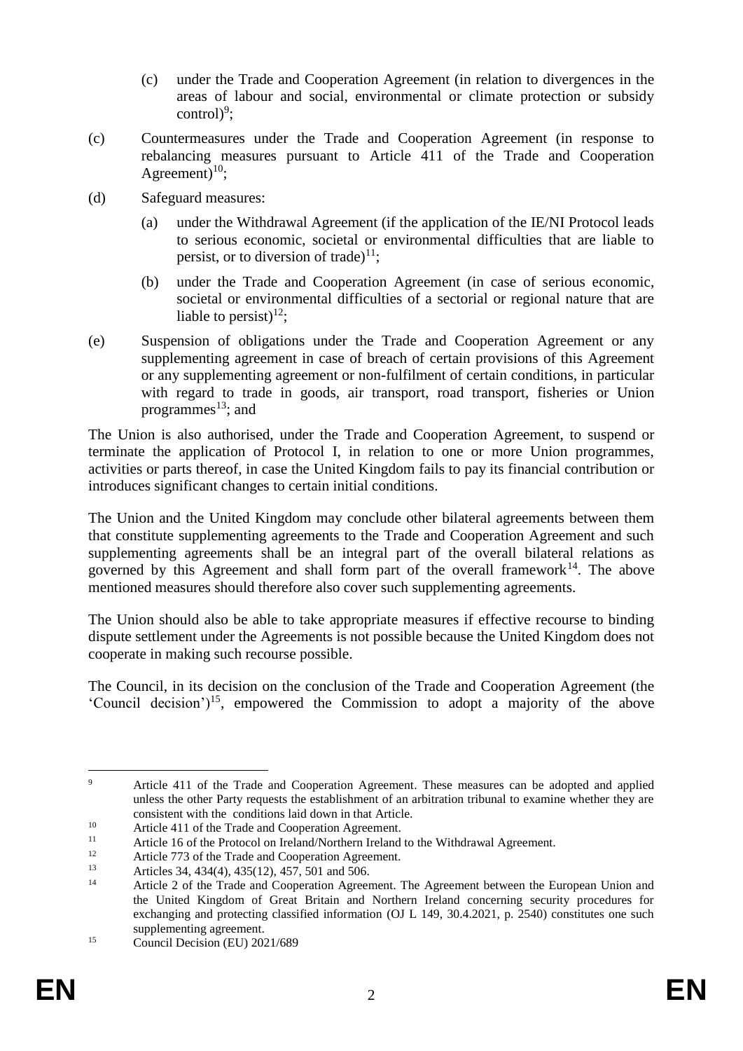(c) under the Trade and Cooperation Agreement (in relation to divergences in the areas of labour and social, environmental or climate protection or subsidy control)[9];

(c) Countermeasures under the Trade and Cooperation Agreement (in response to rebalancing measures pursuant to Article 411 of the Trade and Cooperation Agreement)[10];

(d) Safeguard measures:

   (a) under the Withdrawal Agreement (if the application of the IE/NI Protocol leads to serious economic, societal or environmental difficulties that are liable to persist, or to diversion of trade)[11];

   (b) under the Trade and Cooperation Agreement (in case of serious economic, societal or environmental difficulties of a sectorial or regional nature that are liable to persist)[12];

(e) Suspension of obligations under the Trade and Cooperation Agreement or any supplementing agreement in case of breach of certain provisions of this Agreement or any supplementing agreement or non-fulfilment of certain conditions, in particular with regard to trade in goods, air transport, road transport, fisheries or Union programmes[13]; and

The Union is also authorised, under the Trade and Cooperation Agreement, to suspend or terminate the application of Protocol I, in relation to one or more Union programmes, activities or parts thereof, in case the United Kingdom fails to pay its financial contribution or introduces significant changes to certain initial conditions.

The Union and the United Kingdom may conclude other bilateral agreements between them that constitute supplementing agreements to the Trade and Cooperation Agreement and such supplementing agreements shall be an integral part of the overall bilateral relations as governed by this Agreement and shall form part of the overall framework[14]. The above mentioned measures should therefore also cover such supplementing agreements.

The Union should also be able to take appropriate measures if effective recourse to binding dispute settlement under the Agreements is not possible because the United Kingdom does not cooperate in making such recourse possible.

The Council, in its decision on the conclusion of the Trade and Cooperation Agreement (the 'Council decision')[15], empowered the Commission to adopt a majority of the above

---

[9] Article 411 of the Trade and Cooperation Agreement. These measures can be adopted and applied unless the other Party requests the establishment of an arbitration tribunal to examine whether they are consistent with the conditions laid down in that Article.

[10] Article 411 of the Trade and Cooperation Agreement.

[11] Article 16 of the Protocol on Ireland/Northern Ireland to the Withdrawal Agreement.

[12] Article 773 of the Trade and Cooperation Agreement.

[13] Articles 34, 434(4), 435(12), 457, 501 and 506.

[14] Article 2 of the Trade and Cooperation Agreement. The Agreement between the European Union and the United Kingdom of Great Britain and Northern Ireland concerning security procedures for exchanging and protecting classified information (OJ L 149, 30.4.2021, p. 2540) constitutes one such supplementing agreement.

[15] Council Decision (EU) 2021/689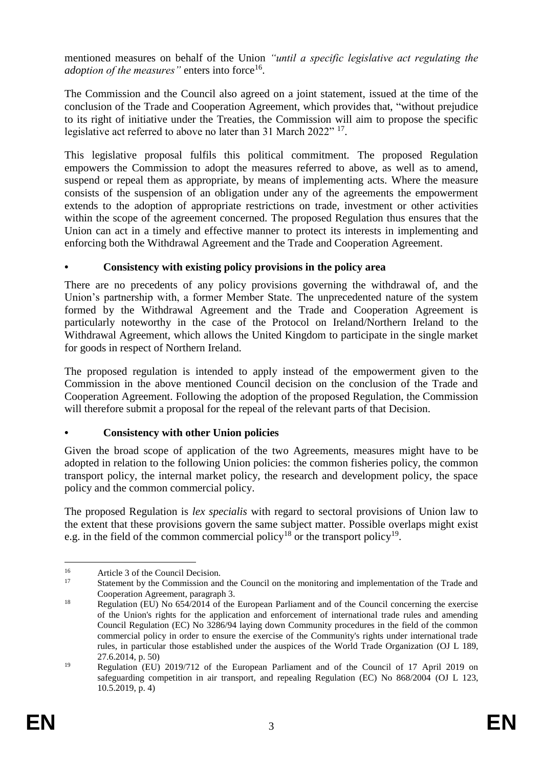mentioned measures on behalf of the Union *"until a specific legislative act regulating the adoption of the measures"* enters into force[16].

The Commission and the Council also agreed on a joint statement, issued at the time of the conclusion of the Trade and Cooperation Agreement, which provides that, "without prejudice to its right of initiative under the Treaties, the Commission will aim to propose the specific legislative act referred to above no later than 31 March 2022" [17].

This legislative proposal fulfils this political commitment. The proposed Regulation empowers the Commission to adopt the measures referred to above, as well as to amend, suspend or repeal them as appropriate, by means of implementing acts. Where the measure consists of the suspension of an obligation under any of the agreements the empowerment extends to the adoption of appropriate restrictions on trade, investment or other activities within the scope of the agreement concerned. The proposed Regulation thus ensures that the Union can act in a timely and effective manner to protect its interests in implementing and enforcing both the Withdrawal Agreement and the Trade and Cooperation Agreement.

- **Consistency with existing policy provisions in the policy area**

There are no precedents of any policy provisions governing the withdrawal of, and the Union's partnership with, a former Member State. The unprecedented nature of the system formed by the Withdrawal Agreement and the Trade and Cooperation Agreement is particularly noteworthy in the case of the Protocol on Ireland/Northern Ireland to the Withdrawal Agreement, which allows the United Kingdom to participate in the single market for goods in respect of Northern Ireland.

The proposed regulation is intended to apply instead of the empowerment given to the Commission in the above mentioned Council decision on the conclusion of the Trade and Cooperation Agreement. Following the adoption of the proposed Regulation, the Commission will therefore submit a proposal for the repeal of the relevant parts of that Decision.

- **Consistency with other Union policies**

Given the broad scope of application of the two Agreements, measures might have to be adopted in relation to the following Union policies: the common fisheries policy, the common transport policy, the internal market policy, the research and development policy, the space policy and the common commercial policy.

The proposed Regulation is *lex specialis* with regard to sectoral provisions of Union law to the extent that these provisions govern the same subject matter. Possible overlaps might exist e.g. in the field of the common commercial policy[18] or the transport policy[19].

---

[16] Article 3 of the Council Decision.

[17] Statement by the Commission and the Council on the monitoring and implementation of the Trade and Cooperation Agreement, paragraph 3.

[18] Regulation (EU) No 654/2014 of the European Parliament and of the Council concerning the exercise of the Union's rights for the application and enforcement of international trade rules and amending Council Regulation (EC) No 3286/94 laying down Community procedures in the field of the common commercial policy in order to ensure the exercise of the Community's rights under international trade rules, in particular those established under the auspices of the World Trade Organization (OJ L 189, 27.6.2014, p. 50)

[19] Regulation (EU) 2019/712 of the European Parliament and of the Council of 17 April 2019 on safeguarding competition in air transport, and repealing Regulation (EC) No 868/2004 (OJ L 123, 10.5.2019, p. 4)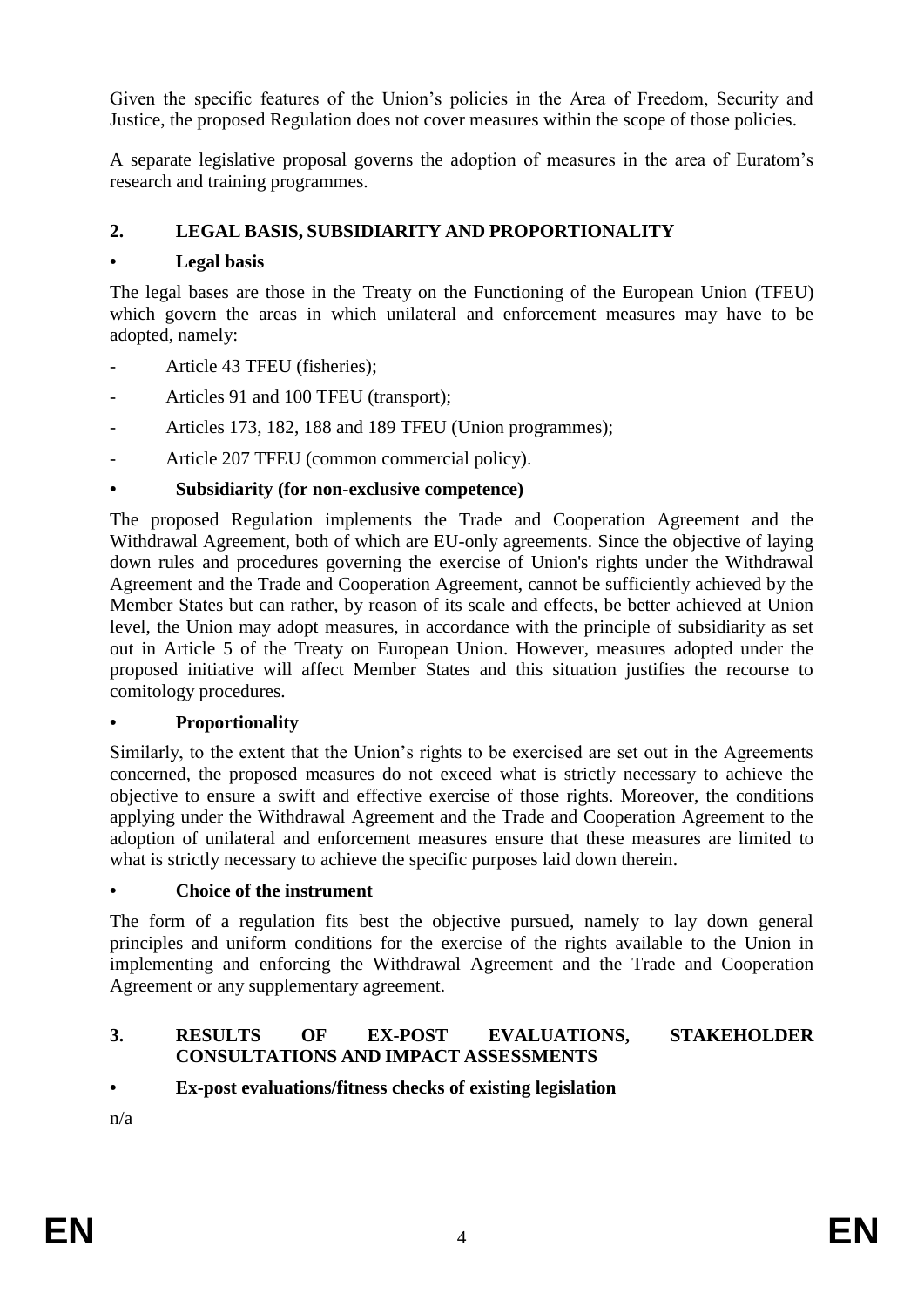Given the specific features of the Union's policies in the Area of Freedom, Security and Justice, the proposed Regulation does not cover measures within the scope of those policies.

A separate legislative proposal governs the adoption of measures in the area of Euratom's research and training programmes.

## 2. LEGAL BASIS, SUBSIDIARITY AND PROPORTIONALITY

### • Legal basis

The legal bases are those in the Treaty on the Functioning of the European Union (TFEU) which govern the areas in which unilateral and enforcement measures may have to be adopted, namely:

- Article 43 TFEU (fisheries);
- Articles 91 and 100 TFEU (transport);
- Articles 173, 182, 188 and 189 TFEU (Union programmes);
- Article 207 TFEU (common commercial policy).

### • Subsidiarity (for non-exclusive competence)

The proposed Regulation implements the Trade and Cooperation Agreement and the Withdrawal Agreement, both of which are EU-only agreements. Since the objective of laying down rules and procedures governing the exercise of Union's rights under the Withdrawal Agreement and the Trade and Cooperation Agreement, cannot be sufficiently achieved by the Member States but can rather, by reason of its scale and effects, be better achieved at Union level, the Union may adopt measures, in accordance with the principle of subsidiarity as set out in Article 5 of the Treaty on European Union. However, measures adopted under the proposed initiative will affect Member States and this situation justifies the recourse to comitology procedures.

### • Proportionality

Similarly, to the extent that the Union's rights to be exercised are set out in the Agreements concerned, the proposed measures do not exceed what is strictly necessary to achieve the objective to ensure a swift and effective exercise of those rights. Moreover, the conditions applying under the Withdrawal Agreement and the Trade and Cooperation Agreement to the adoption of unilateral and enforcement measures ensure that these measures are limited to what is strictly necessary to achieve the specific purposes laid down therein.

### • Choice of the instrument

The form of a regulation fits best the objective pursued, namely to lay down general principles and uniform conditions for the exercise of the rights available to the Union in implementing and enforcing the Withdrawal Agreement and the Trade and Cooperation Agreement or any supplementary agreement.

## 3. RESULTS OF EX-POST EVALUATIONS, STAKEHOLDER CONSULTATIONS AND IMPACT ASSESSMENTS

### • Ex-post evaluations/fitness checks of existing legislation

n/a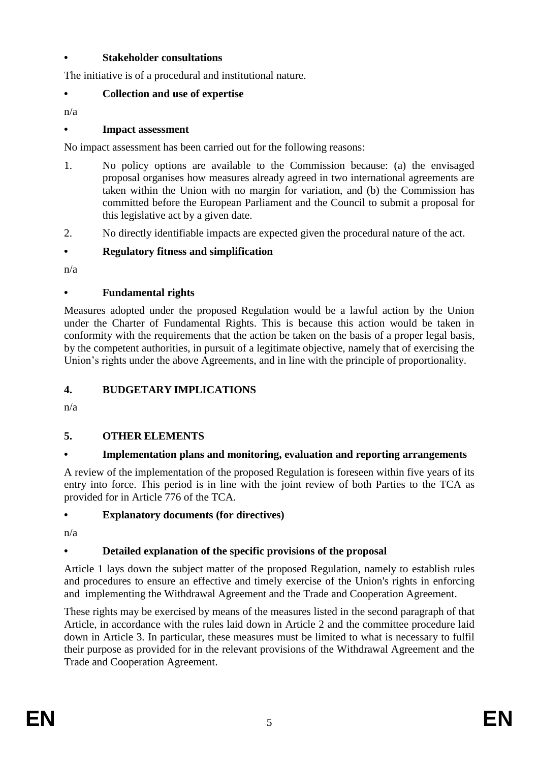- **Stakeholder consultations**

The initiative is of a procedural and institutional nature.

- **Collection and use of expertise**

n/a

- **Impact assessment**

No impact assessment has been carried out for the following reasons:

1. No policy options are available to the Commission because: (a) the envisaged proposal organises how measures already agreed in two international agreements are taken within the Union with no margin for variation, and (b) the Commission has committed before the European Parliament and the Council to submit a proposal for this legislative act by a given date.
2. No directly identifiable impacts are expected given the procedural nature of the act.

- **Regulatory fitness and simplification**

n/a

- **Fundamental rights**

Measures adopted under the proposed Regulation would be a lawful action by the Union under the Charter of Fundamental Rights. This is because this action would be taken in conformity with the requirements that the action be taken on the basis of a proper legal basis, by the competent authorities, in pursuit of a legitimate objective, namely that of exercising the Union's rights under the above Agreements, and in line with the principle of proportionality.

## 4. BUDGETARY IMPLICATIONS

n/a

## 5. OTHER ELEMENTS

- **Implementation plans and monitoring, evaluation and reporting arrangements**

A review of the implementation of the proposed Regulation is foreseen within five years of its entry into force. This period is in line with the joint review of both Parties to the TCA as provided for in Article 776 of the TCA.

- **Explanatory documents (for directives)**

n/a

- **Detailed explanation of the specific provisions of the proposal**

Article 1 lays down the subject matter of the proposed Regulation, namely to establish rules and procedures to ensure an effective and timely exercise of the Union's rights in enforcing and implementing the Withdrawal Agreement and the Trade and Cooperation Agreement.

These rights may be exercised by means of the measures listed in the second paragraph of that Article, in accordance with the rules laid down in Article 2 and the committee procedure laid down in Article 3. In particular, these measures must be limited to what is necessary to fulfil their purpose as provided for in the relevant provisions of the Withdrawal Agreement and the Trade and Cooperation Agreement.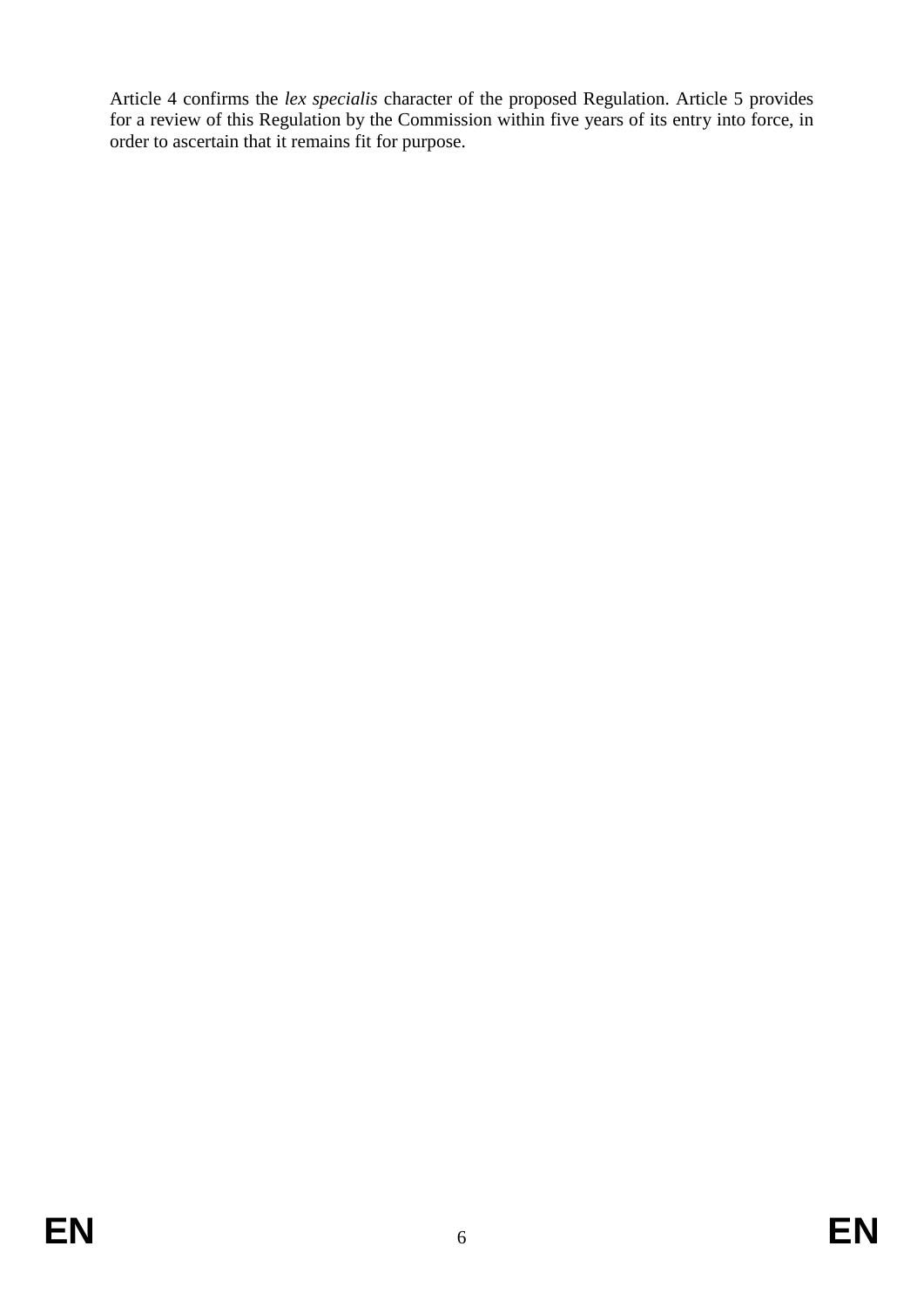Article 4 confirms the *lex specialis* character of the proposed Regulation. Article 5 provides for a review of this Regulation by the Commission within five years of its entry into force, in order to ascertain that it remains fit for purpose.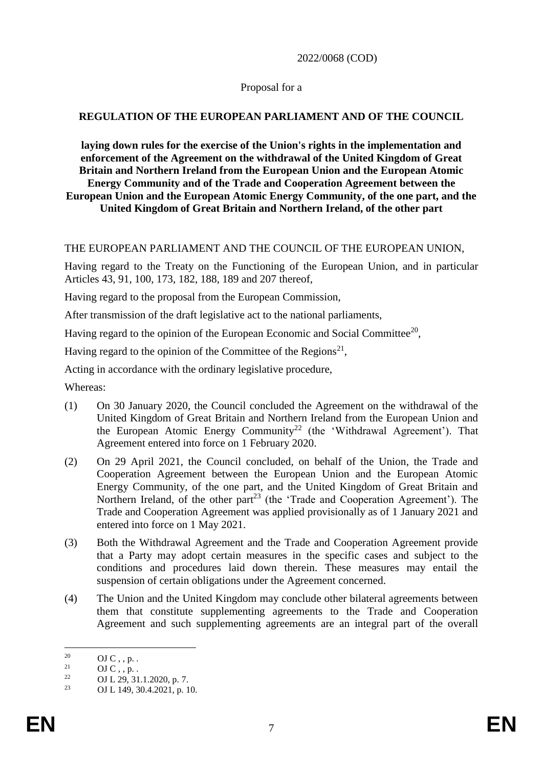2022/0068 (COD)

Proposal for a

**REGULATION OF THE EUROPEAN PARLIAMENT AND OF THE COUNCIL**

**laying down rules for the exercise of the Union's rights in the implementation and enforcement of the Agreement on the withdrawal of the United Kingdom of Great Britain and Northern Ireland from the European Union and the European Atomic Energy Community and of the Trade and Cooperation Agreement between the European Union and the European Atomic Energy Community, of the one part, and the United Kingdom of Great Britain and Northern Ireland, of the other part**

THE EUROPEAN PARLIAMENT AND THE COUNCIL OF THE EUROPEAN UNION,

Having regard to the Treaty on the Functioning of the European Union, and in particular Articles 43, 91, 100, 173, 182, 188, 189 and 207 thereof,

Having regard to the proposal from the European Commission,

After transmission of the draft legislative act to the national parliaments,

Having regard to the opinion of the European Economic and Social Committee[20],

Having regard to the opinion of the Committee of the Regions[21],

Acting in accordance with the ordinary legislative procedure,

Whereas:

(1) On 30 January 2020, the Council concluded the Agreement on the withdrawal of the United Kingdom of Great Britain and Northern Ireland from the European Union and the European Atomic Energy Community[22] (the 'Withdrawal Agreement'). That Agreement entered into force on 1 February 2020.

(2) On 29 April 2021, the Council concluded, on behalf of the Union, the Trade and Cooperation Agreement between the European Union and the European Atomic Energy Community, of the one part, and the United Kingdom of Great Britain and Northern Ireland, of the other part[23] (the 'Trade and Cooperation Agreement'). The Trade and Cooperation Agreement was applied provisionally as of 1 January 2021 and entered into force on 1 May 2021.

(3) Both the Withdrawal Agreement and the Trade and Cooperation Agreement provide that a Party may adopt certain measures in the specific cases and subject to the conditions and procedures laid down therein. These measures may entail the suspension of certain obligations under the Agreement concerned.

(4) The Union and the United Kingdom may conclude other bilateral agreements between them that constitute supplementing agreements to the Trade and Cooperation Agreement and such supplementing agreements are an integral part of the overall

[20] OJ C , , p. .

[21] OJ C , , p. .

[22] OJ L 29, 31.1.2020, p. 7.

[23] OJ L 149, 30.4.2021, p. 10.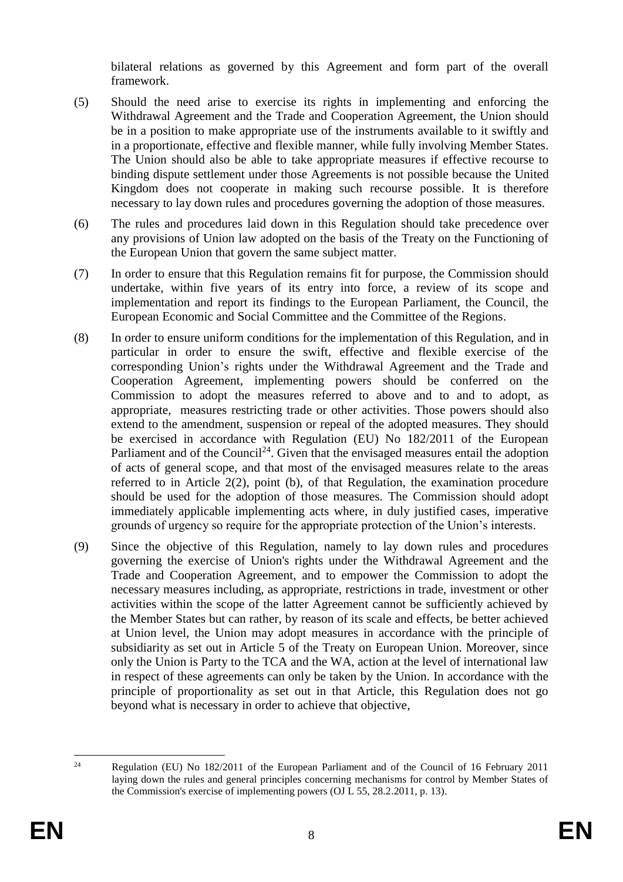bilateral relations as governed by this Agreement and form part of the overall framework.

(5) Should the need arise to exercise its rights in implementing and enforcing the Withdrawal Agreement and the Trade and Cooperation Agreement, the Union should be in a position to make appropriate use of the instruments available to it swiftly and in a proportionate, effective and flexible manner, while fully involving Member States. The Union should also be able to take appropriate measures if effective recourse to binding dispute settlement under those Agreements is not possible because the United Kingdom does not cooperate in making such recourse possible. It is therefore necessary to lay down rules and procedures governing the adoption of those measures.

(6) The rules and procedures laid down in this Regulation should take precedence over any provisions of Union law adopted on the basis of the Treaty on the Functioning of the European Union that govern the same subject matter.

(7) In order to ensure that this Regulation remains fit for purpose, the Commission should undertake, within five years of its entry into force, a review of its scope and implementation and report its findings to the European Parliament, the Council, the European Economic and Social Committee and the Committee of the Regions.

(8) In order to ensure uniform conditions for the implementation of this Regulation, and in particular in order to ensure the swift, effective and flexible exercise of the corresponding Union's rights under the Withdrawal Agreement and the Trade and Cooperation Agreement, implementing powers should be conferred on the Commission to adopt the measures referred to above and to and to adopt, as appropriate, measures restricting trade or other activities. Those powers should also extend to the amendment, suspension or repeal of the adopted measures. They should be exercised in accordance with Regulation (EU) No 182/2011 of the European Parliament and of the Council[24]. Given that the envisaged measures entail the adoption of acts of general scope, and that most of the envisaged measures relate to the areas referred to in Article 2(2), point (b), of that Regulation, the examination procedure should be used for the adoption of those measures. The Commission should adopt immediately applicable implementing acts where, in duly justified cases, imperative grounds of urgency so require for the appropriate protection of the Union's interests.

(9) Since the objective of this Regulation, namely to lay down rules and procedures governing the exercise of Union's rights under the Withdrawal Agreement and the Trade and Cooperation Agreement, and to empower the Commission to adopt the necessary measures including, as appropriate, restrictions in trade, investment or other activities within the scope of the latter Agreement cannot be sufficiently achieved by the Member States but can rather, by reason of its scale and effects, be better achieved at Union level, the Union may adopt measures in accordance with the principle of subsidiarity as set out in Article 5 of the Treaty on European Union. Moreover, since only the Union is Party to the TCA and the WA, action at the level of international law in respect of these agreements can only be taken by the Union. In accordance with the principle of proportionality as set out in that Article, this Regulation does not go beyond what is necessary in order to achieve that objective,

---

[24] Regulation (EU) No 182/2011 of the European Parliament and of the Council of 16 February 2011 laying down the rules and general principles concerning mechanisms for control by Member States of the Commission's exercise of implementing powers (OJ L 55, 28.2.2011, p. 13).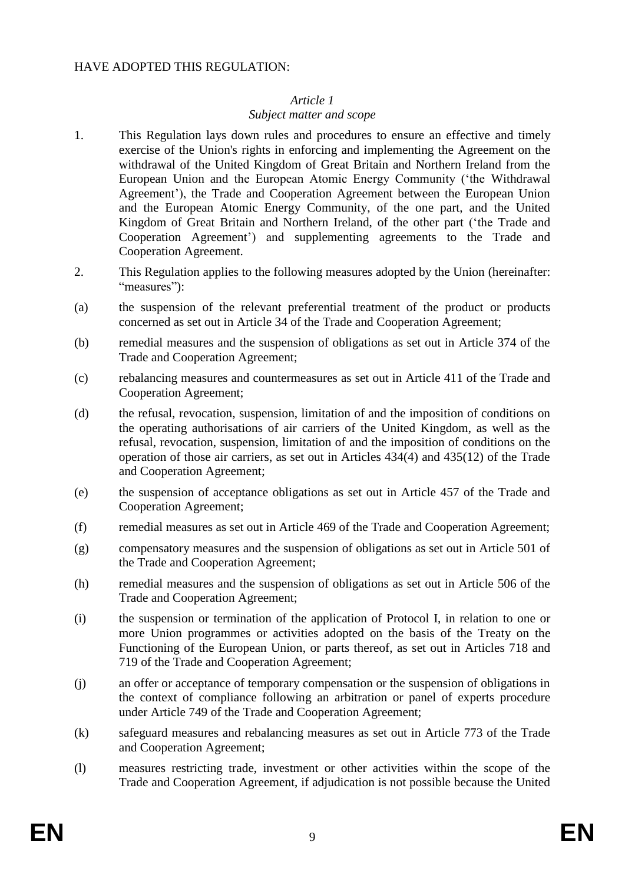HAVE ADOPTED THIS REGULATION:

*Article 1*
*Subject matter and scope*

1. This Regulation lays down rules and procedures to ensure an effective and timely exercise of the Union's rights in enforcing and implementing the Agreement on the withdrawal of the United Kingdom of Great Britain and Northern Ireland from the European Union and the European Atomic Energy Community ('the Withdrawal Agreement'), the Trade and Cooperation Agreement between the European Union and the European Atomic Energy Community, of the one part, and the United Kingdom of Great Britain and Northern Ireland, of the other part ('the Trade and Cooperation Agreement') and supplementing agreements to the Trade and Cooperation Agreement.

2. This Regulation applies to the following measures adopted by the Union (hereinafter: "measures"):

(a) the suspension of the relevant preferential treatment of the product or products concerned as set out in Article 34 of the Trade and Cooperation Agreement;

(b) remedial measures and the suspension of obligations as set out in Article 374 of the Trade and Cooperation Agreement;

(c) rebalancing measures and countermeasures as set out in Article 411 of the Trade and Cooperation Agreement;

(d) the refusal, revocation, suspension, limitation of and the imposition of conditions on the operating authorisations of air carriers of the United Kingdom, as well as the refusal, revocation, suspension, limitation of and the imposition of conditions on the operation of those air carriers, as set out in Articles 434(4) and 435(12) of the Trade and Cooperation Agreement;

(e) the suspension of acceptance obligations as set out in Article 457 of the Trade and Cooperation Agreement;

(f) remedial measures as set out in Article 469 of the Trade and Cooperation Agreement;

(g) compensatory measures and the suspension of obligations as set out in Article 501 of the Trade and Cooperation Agreement;

(h) remedial measures and the suspension of obligations as set out in Article 506 of the Trade and Cooperation Agreement;

(i) the suspension or termination of the application of Protocol I, in relation to one or more Union programmes or activities adopted on the basis of the Treaty on the Functioning of the European Union, or parts thereof, as set out in Articles 718 and 719 of the Trade and Cooperation Agreement;

(j) an offer or acceptance of temporary compensation or the suspension of obligations in the context of compliance following an arbitration or panel of experts procedure under Article 749 of the Trade and Cooperation Agreement;

(k) safeguard measures and rebalancing measures as set out in Article 773 of the Trade and Cooperation Agreement;

(l) measures restricting trade, investment or other activities within the scope of the Trade and Cooperation Agreement, if adjudication is not possible because the United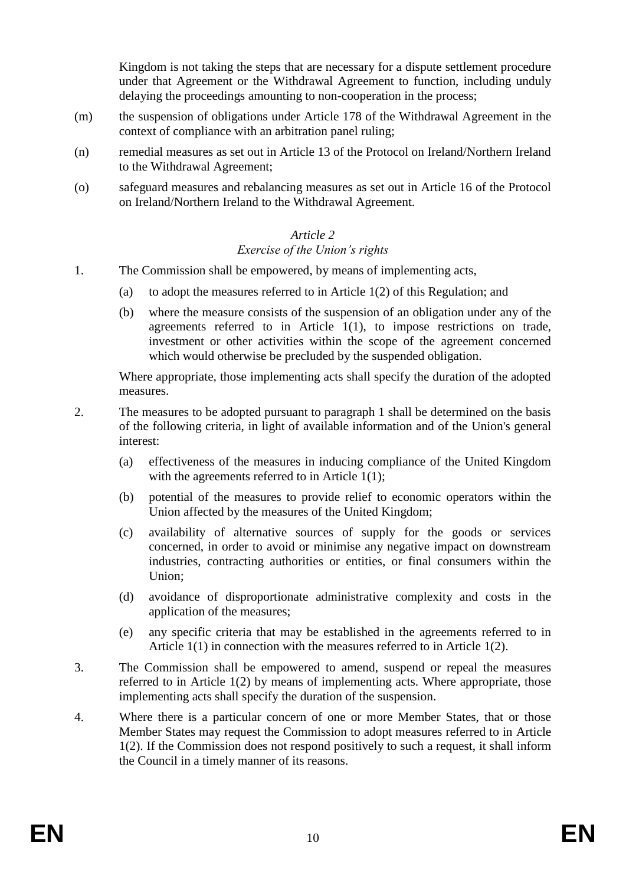Kingdom is not taking the steps that are necessary for a dispute settlement procedure under that Agreement or the Withdrawal Agreement to function, including unduly delaying the proceedings amounting to non-cooperation in the process;

(m) the suspension of obligations under Article 178 of the Withdrawal Agreement in the context of compliance with an arbitration panel ruling;

(n) remedial measures as set out in Article 13 of the Protocol on Ireland/Northern Ireland to the Withdrawal Agreement;

(o) safeguard measures and rebalancing measures as set out in Article 16 of the Protocol on Ireland/Northern Ireland to the Withdrawal Agreement.

*Article 2*

*Exercise of the Union's rights*

1. The Commission shall be empowered, by means of implementing acts,

   (a) to adopt the measures referred to in Article 1(2) of this Regulation; and

   (b) where the measure consists of the suspension of an obligation under any of the agreements referred to in Article 1(1), to impose restrictions on trade, investment or other activities within the scope of the agreement concerned which would otherwise be precluded by the suspended obligation.

   Where appropriate, those implementing acts shall specify the duration of the adopted measures.

2. The measures to be adopted pursuant to paragraph 1 shall be determined on the basis of the following criteria, in light of available information and of the Union's general interest:

   (a) effectiveness of the measures in inducing compliance of the United Kingdom with the agreements referred to in Article 1(1);

   (b) potential of the measures to provide relief to economic operators within the Union affected by the measures of the United Kingdom;

   (c) availability of alternative sources of supply for the goods or services concerned, in order to avoid or minimise any negative impact on downstream industries, contracting authorities or entities, or final consumers within the Union;

   (d) avoidance of disproportionate administrative complexity and costs in the application of the measures;

   (e) any specific criteria that may be established in the agreements referred to in Article 1(1) in connection with the measures referred to in Article 1(2).

3. The Commission shall be empowered to amend, suspend or repeal the measures referred to in Article 1(2) by means of implementing acts. Where appropriate, those implementing acts shall specify the duration of the suspension.

4. Where there is a particular concern of one or more Member States, that or those Member States may request the Commission to adopt measures referred to in Article 1(2). If the Commission does not respond positively to such a request, it shall inform the Council in a timely manner of its reasons.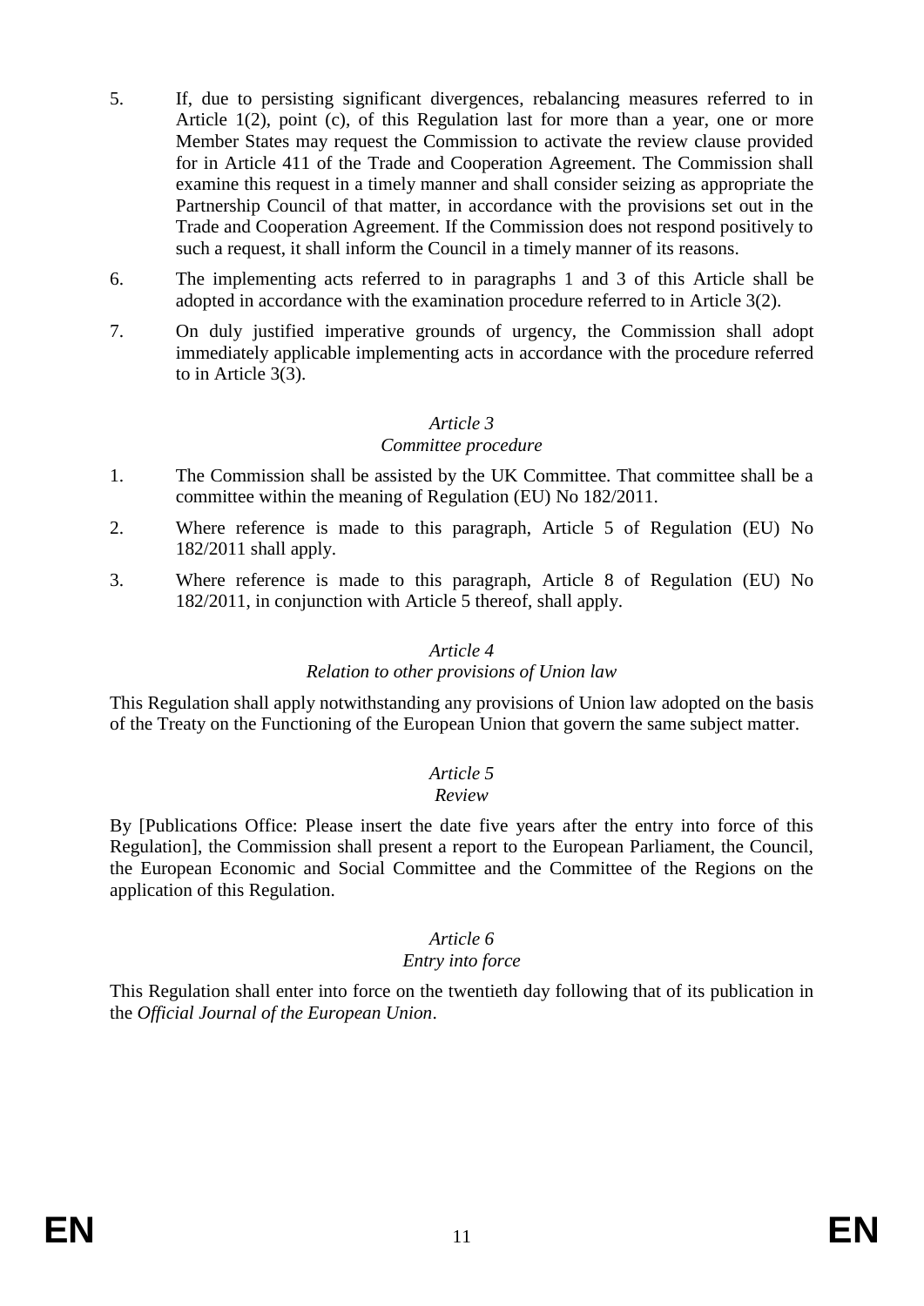5. If, due to persisting significant divergences, rebalancing measures referred to in Article 1(2), point (c), of this Regulation last for more than a year, one or more Member States may request the Commission to activate the review clause provided for in Article 411 of the Trade and Cooperation Agreement. The Commission shall examine this request in a timely manner and shall consider seizing as appropriate the Partnership Council of that matter, in accordance with the provisions set out in the Trade and Cooperation Agreement. If the Commission does not respond positively to such a request, it shall inform the Council in a timely manner of its reasons.

6. The implementing acts referred to in paragraphs 1 and 3 of this Article shall be adopted in accordance with the examination procedure referred to in Article 3(2).

7. On duly justified imperative grounds of urgency, the Commission shall adopt immediately applicable implementing acts in accordance with the procedure referred to in Article 3(3).

*Article 3*

*Committee procedure*

1. The Commission shall be assisted by the UK Committee. That committee shall be a committee within the meaning of Regulation (EU) No 182/2011.

2. Where reference is made to this paragraph, Article 5 of Regulation (EU) No 182/2011 shall apply.

3. Where reference is made to this paragraph, Article 8 of Regulation (EU) No 182/2011, in conjunction with Article 5 thereof, shall apply.

*Article 4*

*Relation to other provisions of Union law*

This Regulation shall apply notwithstanding any provisions of Union law adopted on the basis of the Treaty on the Functioning of the European Union that govern the same subject matter.

*Article 5*

*Review*

By [Publications Office: Please insert the date five years after the entry into force of this Regulation], the Commission shall present a report to the European Parliament, the Council, the European Economic and Social Committee and the Committee of the Regions on the application of this Regulation.

*Article 6*

*Entry into force*

This Regulation shall enter into force on the twentieth day following that of its publication in the *Official Journal of the European Union*.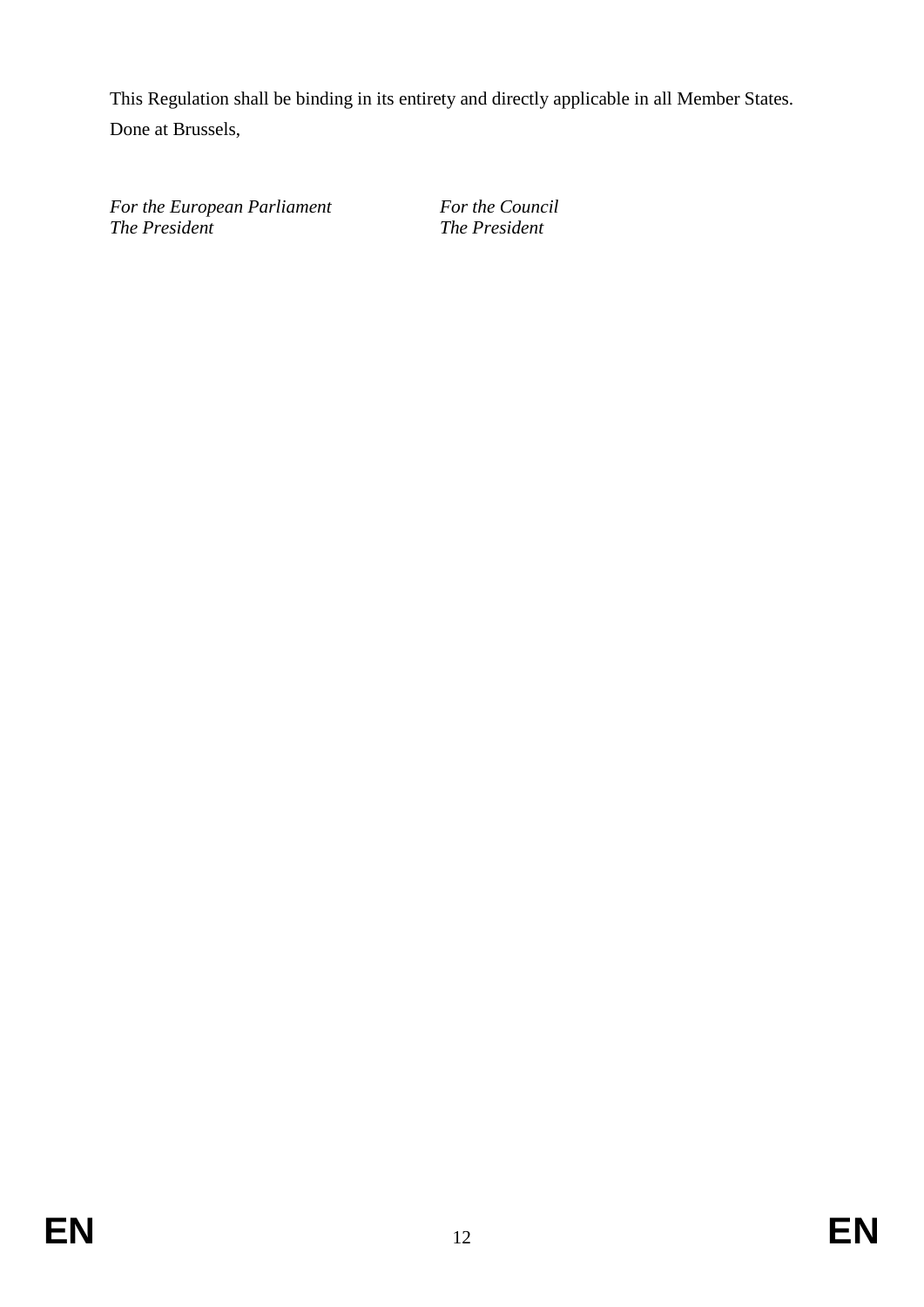This Regulation shall be binding in its entirety and directly applicable in all Member States.

Done at Brussels,

| | |
|---|---|
| *For the European Parliament* | *For the Council* |
| *The President* | *The President* |